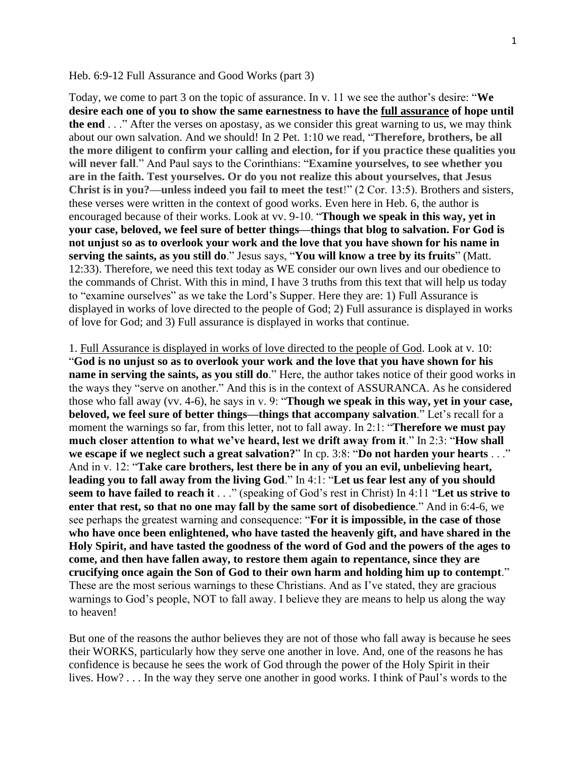Heb. 6:9-12 Full Assurance and Good Works (part 3)

Today, we come to part 3 on the topic of assurance. In v. 11 we see the author's desire: "**We desire each one of you to show the same earnestness to have the <u>full assurance</u> of hope until the end** . . ." After the verses on apostasy, as we consider this great warning to us, we may think about our own salvation. And we should! In 2 Pet. 1:10 we read, "**Therefore, brothers, be all the more diligent to confirm your calling and election, for if you practice these qualities you will never fall**." And Paul says to the Corinthians: "**Examine yourselves, to see whether you are in the faith. Test yourselves. Or do you not realize this about yourselves, that Jesus Christ is in you?—unless indeed you fail to meet the test**!" (2 Cor. 13:5). Brothers and sisters, these verses were written in the context of good works. Even here in Heb. 6, the author is encouraged because of their works. Look at vv. 9-10. "**Though we speak in this way, yet in your case, beloved, we feel sure of better things—things that blog to salvation. For God is not unjust so as to overlook your work and the love that you have shown for his name in serving the saints, as you still do**." Jesus says, "**You will know a tree by its fruits**" (Matt. 12:33). Therefore, we need this text today as WE consider our own lives and our obedience to the commands of Christ. With this in mind, I have 3 truths from this text that will help us today to "examine ourselves" as we take the Lord's Supper. Here they are: 1) Full Assurance is displayed in works of love directed to the people of God; 2) Full assurance is displayed in works of love for God; and 3) Full assurance is displayed in works that continue.

1. <u>Full Assurance is displayed in works of love directed to the people of God</u>. Look at v. 10: "**God is no unjust so as to overlook your work and the love that you have shown for his name in serving the saints, as you still do**." Here, the author takes notice of their good works in the ways they "serve on another." And this is in the context of ASSURANCA. As he considered those who fall away (vv. 4-6), he says in v. 9: "**Though we speak in this way, yet in your case, beloved, we feel sure of better things—things that accompany salvation**." Let's recall for a moment the warnings so far, from this letter, not to fall away. In 2:1: "**Therefore we must pay much closer attention to what we've heard, lest we drift away from it**." In 2:3: "**How shall we escape if we neglect such a great salvation?**" In cp. 3:8: "**Do not harden your hearts** . . ." And in v. 12: "**Take care brothers, lest there be in any of you an evil, unbelieving heart, leading you to fall away from the living God**." In 4:1: "**Let us fear lest any of you should seem to have failed to reach it** . . ." (speaking of God's rest in Christ) In 4:11 "**Let us strive to enter that rest, so that no one may fall by the same sort of disobedience**." And in 6:4-6, we see perhaps the greatest warning and consequence: "**For it is impossible, in the case of those who have once been enlightened, who have tasted the heavenly gift, and have shared in the Holy Spirit, and have tasted the goodness of the word of God and the powers of the ages to come, and then have fallen away, to restore them again to repentance, since they are crucifying once again the Son of God to their own harm and holding him up to contempt**." These are the most serious warnings to these Christians. And as I've stated, they are gracious warnings to God's people, NOT to fall away. I believe they are means to help us along the way to heaven!

But one of the reasons the author believes they are not of those who fall away is because he sees their WORKS, particularly how they serve one another in love. And, one of the reasons he has confidence is because he sees the work of God through the power of the Holy Spirit in their lives. How? . . . In the way they serve one another in good works. I think of Paul's words to the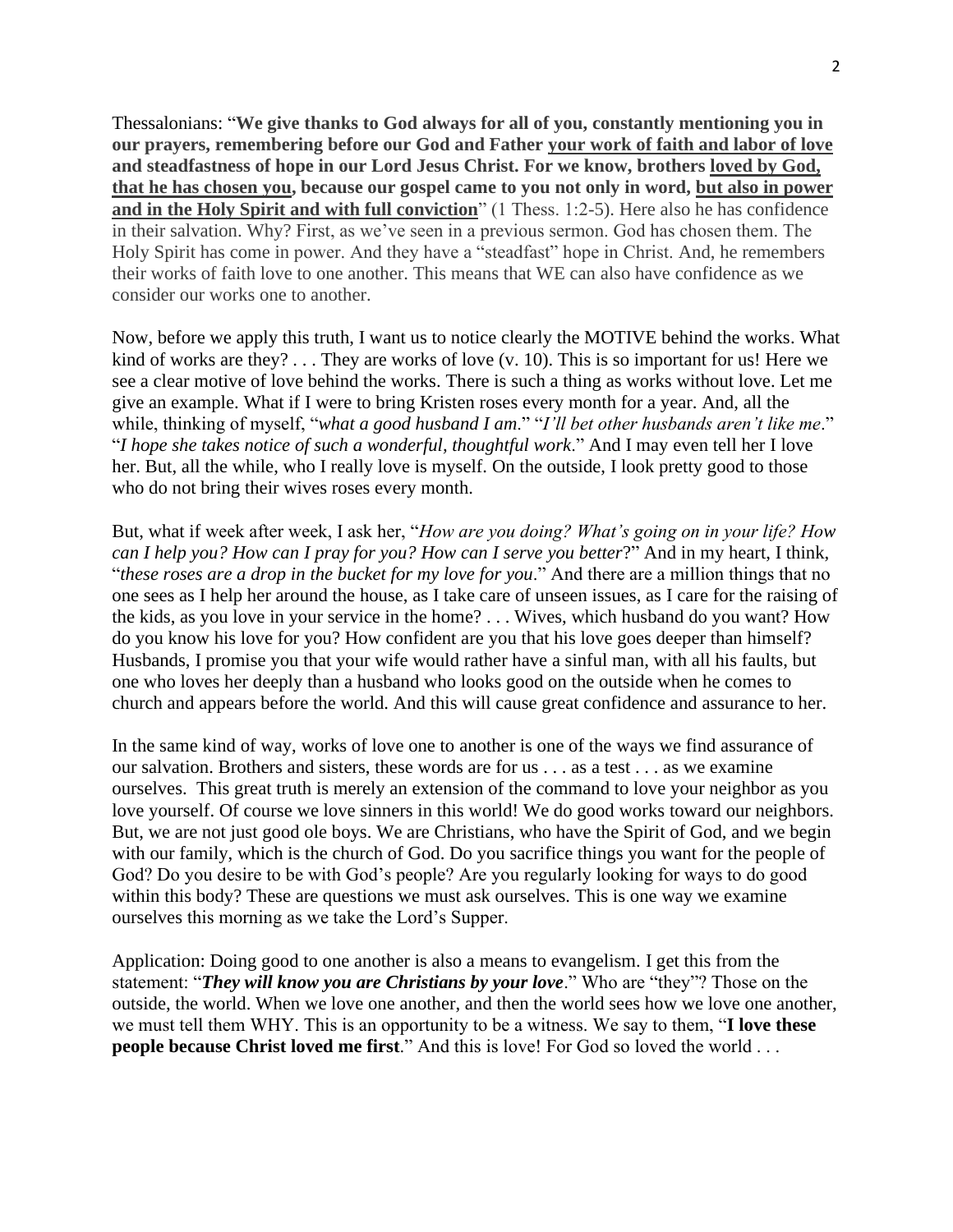Thessalonians: "**We give thanks to God always for all of you, constantly mentioning you in our prayers, remembering before our God and Father <u>your work of faith and labor of love</u> and steadfastness of hope in our Lord Jesus Christ. For we know, brothers <u>loved by God, that he has chosen you</u>, because our gospel came to you not only in word, <u>but also in power and in the Holy Spirit and with full conviction</u>**" (1 Thess. 1:2-5). Here also he has confidence in their salvation. Why? First, as we've seen in a previous sermon. God has chosen them. The Holy Spirit has come in power. And they have a "steadfast" hope in Christ. And, he remembers their works of faith love to one another. This means that WE can also have confidence as we consider our works one to another.

Now, before we apply this truth, I want us to notice clearly the MOTIVE behind the works. What kind of works are they? . . . They are works of love (v. 10). This is so important for us! Here we see a clear motive of love behind the works. There is such a thing as works without love. Let me give an example. What if I were to bring Kristen roses every month for a year. And, all the while, thinking of myself, "*what a good husband I am*." "*I'll bet other husbands aren't like me*." "*I hope she takes notice of such a wonderful, thoughtful work*." And I may even tell her I love her. But, all the while, who I really love is myself. On the outside, I look pretty good to those who do not bring their wives roses every month.

But, what if week after week, I ask her, "*How are you doing? What's going on in your life? How can I help you? How can I pray for you? How can I serve you better*?" And in my heart, I think, "*these roses are a drop in the bucket for my love for you*." And there are a million things that no one sees as I help her around the house, as I take care of unseen issues, as I care for the raising of the kids, as you love in your service in the home? . . . Wives, which husband do you want? How do you know his love for you? How confident are you that his love goes deeper than himself? Husbands, I promise you that your wife would rather have a sinful man, with all his faults, but one who loves her deeply than a husband who looks good on the outside when he comes to church and appears before the world. And this will cause great confidence and assurance to her.

In the same kind of way, works of love one to another is one of the ways we find assurance of our salvation. Brothers and sisters, these words are for us . . . as a test . . . as we examine ourselves. This great truth is merely an extension of the command to love your neighbor as you love yourself. Of course we love sinners in this world! We do good works toward our neighbors. But, we are not just good ole boys. We are Christians, who have the Spirit of God, and we begin with our family, which is the church of God. Do you sacrifice things you want for the people of God? Do you desire to be with God's people? Are you regularly looking for ways to do good within this body? These are questions we must ask ourselves. This is one way we examine ourselves this morning as we take the Lord's Supper.

Application: Doing good to one another is also a means to evangelism. I get this from the statement: "***They will know you are Christians by your love***." Who are "they"? Those on the outside, the world. When we love one another, and then the world sees how we love one another, we must tell them WHY. This is an opportunity to be a witness. We say to them, "**I love these people because Christ loved me first**." And this is love! For God so loved the world . . .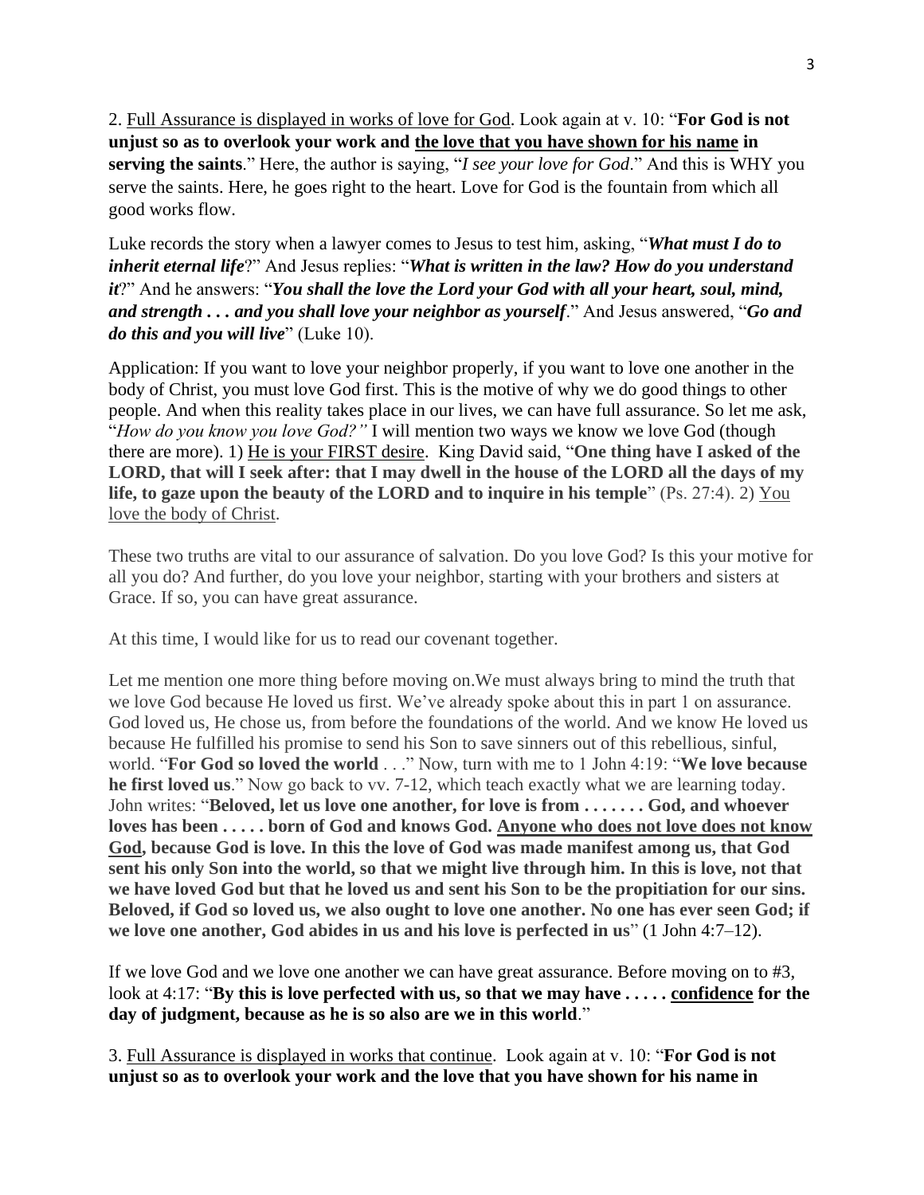2. <u>Full Assurance is displayed in works of love for God</u>. Look again at v. 10: "**For God is not unjust so as to overlook your work and <u>the love that you have shown for his name</u> in serving the saints**." Here, the author is saying, "*I see your love for God*." And this is WHY you serve the saints. Here, he goes right to the heart. Love for God is the fountain from which all good works flow.

Luke records the story when a lawyer comes to Jesus to test him, asking, "***What must I do to inherit eternal life***?" And Jesus replies: "***What is written in the law? How do you understand it***?" And he answers: "***You shall the love the Lord your God with all your heart, soul, mind, and strength . . . and you shall love your neighbor as yourself***." And Jesus answered, "***Go and do this and you will live***" (Luke 10).

Application: If you want to love your neighbor properly, if you want to love one another in the body of Christ, you must love God first. This is the motive of why we do good things to other people. And when this reality takes place in our lives, we can have full assurance. So let me ask, "*How do you know you love God?"* I will mention two ways we know we love God (though there are more). 1) <u>He is your FIRST desire</u>. King David said, "**One thing have I asked of the LORD, that will I seek after: that I may dwell in the house of the LORD all the days of my life, to gaze upon the beauty of the LORD and to inquire in his temple**" (Ps. 27:4). 2) <u>You love the body of Christ</u>.

These two truths are vital to our assurance of salvation. Do you love God? Is this your motive for all you do? And further, do you love your neighbor, starting with your brothers and sisters at Grace. If so, you can have great assurance.

At this time, I would like for us to read our covenant together.

Let me mention one more thing before moving on.We must always bring to mind the truth that we love God because He loved us first. We've already spoke about this in part 1 on assurance. God loved us, He chose us, from before the foundations of the world. And we know He loved us because He fulfilled his promise to send his Son to save sinners out of this rebellious, sinful, world. "**For God so loved the world** . . ." Now, turn with me to 1 John 4:19: "**We love because he first loved us**." Now go back to vv. 7-12, which teach exactly what we are learning today. John writes: "**Beloved, let us love one another, for love is from . . . . . . . God, and whoever loves has been . . . . . born of God and knows God. <u>Anyone who does not love does not know God</u>, because God is love. In this the love of God was made manifest among us, that God sent his only Son into the world, so that we might live through him. In this is love, not that we have loved God but that he loved us and sent his Son to be the propitiation for our sins. Beloved, if God so loved us, we also ought to love one another. No one has ever seen God; if we love one another, God abides in us and his love is perfected in us**" (1 John 4:7–12).

If we love God and we love one another we can have great assurance. Before moving on to #3, look at 4:17: "**By this is love perfected with us, so that we may have . . . . . <u>confidence</u> for the day of judgment, because as he is so also are we in this world**."

3. <u>Full Assurance is displayed in works that continue</u>. Look again at v. 10: "**For God is not unjust so as to overlook your work and the love that you have shown for his name in**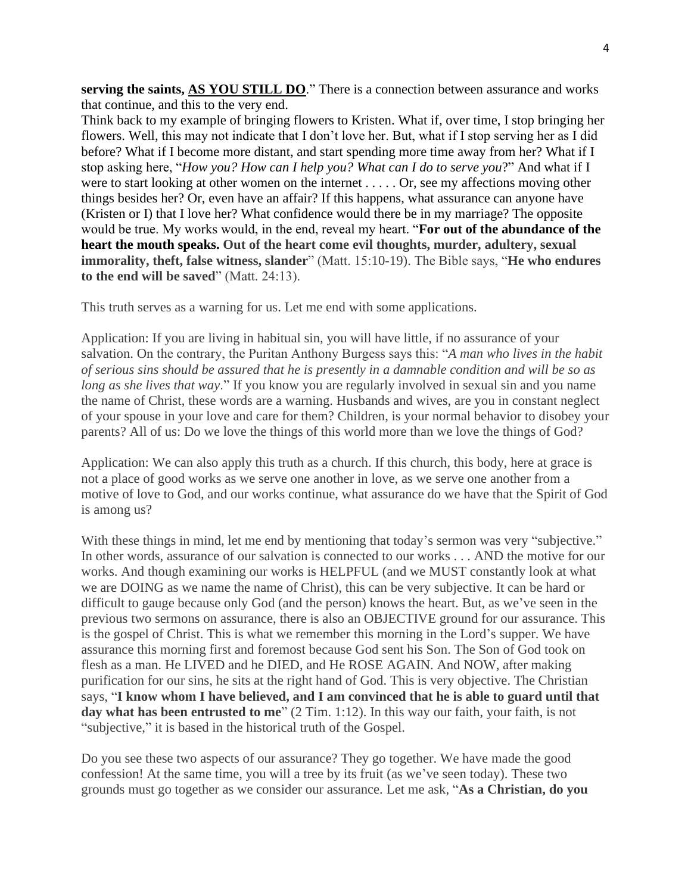**serving the saints, <u>AS YOU STILL DO</u>**." There is a connection between assurance and works that continue, and this to the very end.
Think back to my example of bringing flowers to Kristen. What if, over time, I stop bringing her flowers. Well, this may not indicate that I don't love her. But, what if I stop serving her as I did before? What if I become more distant, and start spending more time away from her? What if I stop asking here, "*How you? How can I help you? What can I do to serve you*?" And what if I were to start looking at other women on the internet . . . . . Or, see my affections moving other things besides her? Or, even have an affair? If this happens, what assurance can anyone have (Kristen or I) that I love her? What confidence would there be in my marriage? The opposite would be true. My works would, in the end, reveal my heart. "**For out of the abundance of the heart the mouth speaks. Out of the heart come evil thoughts, murder, adultery, sexual immorality, theft, false witness, slander**" (Matt. 15:10-19). The Bible says, "**He who endures to the end will be saved**" (Matt. 24:13).

This truth serves as a warning for us. Let me end with some applications.

Application: If you are living in habitual sin, you will have little, if no assurance of your salvation. On the contrary, the Puritan Anthony Burgess says this: "*A man who lives in the habit of serious sins should be assured that he is presently in a damnable condition and will be so as long as she lives that way*." If you know you are regularly involved in sexual sin and you name the name of Christ, these words are a warning. Husbands and wives, are you in constant neglect of your spouse in your love and care for them? Children, is your normal behavior to disobey your parents? All of us: Do we love the things of this world more than we love the things of God?

Application: We can also apply this truth as a church. If this church, this body, here at grace is not a place of good works as we serve one another in love, as we serve one another from a motive of love to God, and our works continue, what assurance do we have that the Spirit of God is among us?

With these things in mind, let me end by mentioning that today's sermon was very "subjective." In other words, assurance of our salvation is connected to our works . . . AND the motive for our works. And though examining our works is HELPFUL (and we MUST constantly look at what we are DOING as we name the name of Christ), this can be very subjective. It can be hard or difficult to gauge because only God (and the person) knows the heart. But, as we've seen in the previous two sermons on assurance, there is also an OBJECTIVE ground for our assurance. This is the gospel of Christ. This is what we remember this morning in the Lord's supper. We have assurance this morning first and foremost because God sent his Son. The Son of God took on flesh as a man. He LIVED and he DIED, and He ROSE AGAIN. And NOW, after making purification for our sins, he sits at the right hand of God. This is very objective. The Christian says, "**I know whom I have believed, and I am convinced that he is able to guard until that day what has been entrusted to me**" (2 Tim. 1:12). In this way our faith, your faith, is not "subjective," it is based in the historical truth of the Gospel.

Do you see these two aspects of our assurance? They go together. We have made the good confession! At the same time, you will a tree by its fruit (as we've seen today). These two grounds must go together as we consider our assurance. Let me ask, "**As a Christian, do you**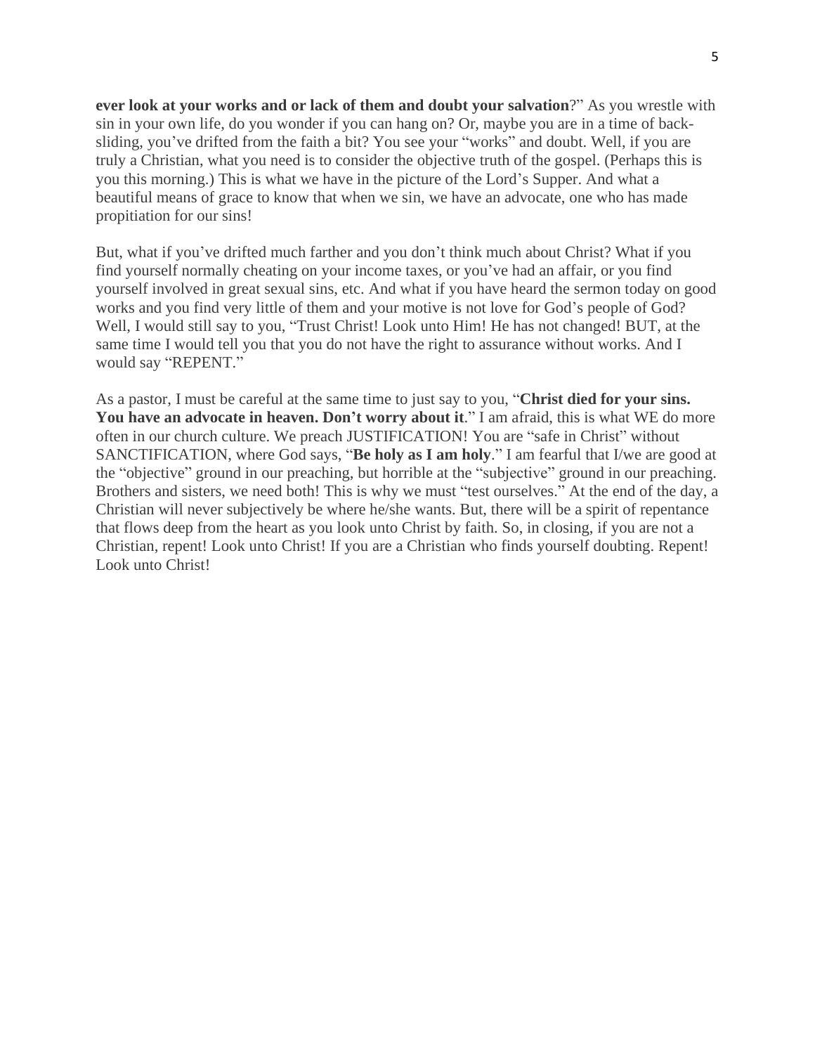**ever look at your works and or lack of them and doubt your salvation**?" As you wrestle with sin in your own life, do you wonder if you can hang on? Or, maybe you are in a time of back-sliding, you've drifted from the faith a bit? You see your "works" and doubt. Well, if you are truly a Christian, what you need is to consider the objective truth of the gospel. (Perhaps this is you this morning.) This is what we have in the picture of the Lord's Supper. And what a beautiful means of grace to know that when we sin, we have an advocate, one who has made propitiation for our sins!

But, what if you've drifted much farther and you don't think much about Christ? What if you find yourself normally cheating on your income taxes, or you've had an affair, or you find yourself involved in great sexual sins, etc. And what if you have heard the sermon today on good works and you find very little of them and your motive is not love for God's people of God? Well, I would still say to you, "Trust Christ! Look unto Him! He has not changed! BUT, at the same time I would tell you that you do not have the right to assurance without works. And I would say "REPENT."

As a pastor, I must be careful at the same time to just say to you, "**Christ died for your sins. You have an advocate in heaven. Don't worry about it**." I am afraid, this is what WE do more often in our church culture. We preach JUSTIFICATION! You are "safe in Christ" without SANCTIFICATION, where God says, "**Be holy as I am holy**." I am fearful that I/we are good at the "objective" ground in our preaching, but horrible at the "subjective" ground in our preaching. Brothers and sisters, we need both! This is why we must "test ourselves." At the end of the day, a Christian will never subjectively be where he/she wants. But, there will be a spirit of repentance that flows deep from the heart as you look unto Christ by faith. So, in closing, if you are not a Christian, repent! Look unto Christ! If you are a Christian who finds yourself doubting. Repent! Look unto Christ!